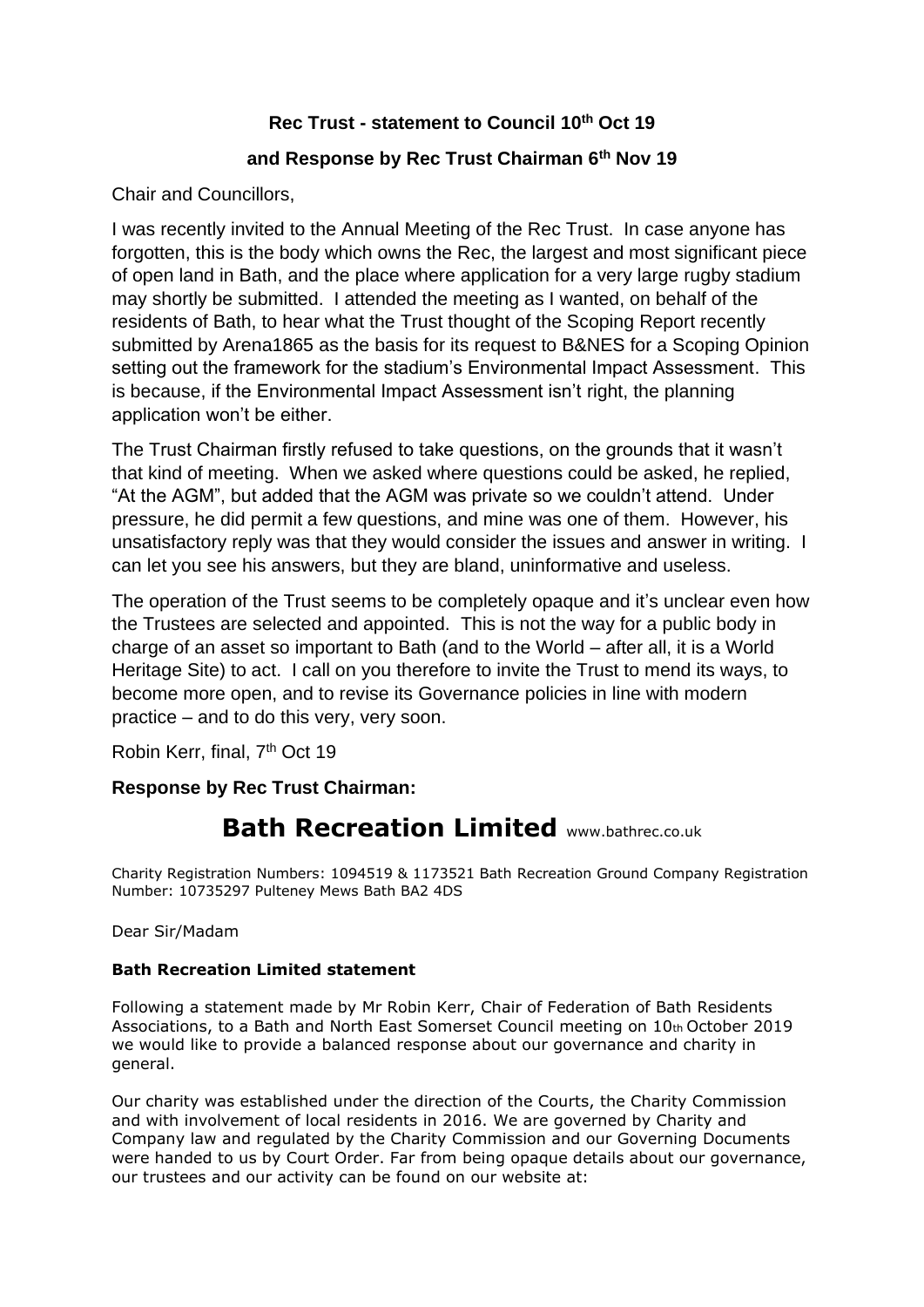**Rec Trust - statement to Council 10th Oct 19**

**and Response by Rec Trust Chairman 6th Nov 19**

Chair and Councillors,

I was recently invited to the Annual Meeting of the Rec Trust. In case anyone has forgotten, this is the body which owns the Rec, the largest and most significant piece of open land in Bath, and the place where application for a very large rugby stadium may shortly be submitted. I attended the meeting as I wanted, on behalf of the residents of Bath, to hear what the Trust thought of the Scoping Report recently submitted by Arena1865 as the basis for its request to B&NES for a Scoping Opinion setting out the framework for the stadium's Environmental Impact Assessment. This is because, if the Environmental Impact Assessment isn't right, the planning application won't be either.

The Trust Chairman firstly refused to take questions, on the grounds that it wasn't that kind of meeting. When we asked where questions could be asked, he replied, "At the AGM", but added that the AGM was private so we couldn't attend. Under pressure, he did permit a few questions, and mine was one of them. However, his unsatisfactory reply was that they would consider the issues and answer in writing. I can let you see his answers, but they are bland, uninformative and useless.

The operation of the Trust seems to be completely opaque and it's unclear even how the Trustees are selected and appointed. This is not the way for a public body in charge of an asset so important to Bath (and to the World – after all, it is a World Heritage Site) to act. I call on you therefore to invite the Trust to mend its ways, to become more open, and to revise its Governance policies in line with modern practice – and to do this very, very soon.

Robin Kerr, final, 7th Oct 19

**Response by Rec Trust Chairman:**

# Bath Recreation Limited www.bathrec.co.uk

Charity Registration Numbers: 1094519 & 1173521 Bath Recreation Ground Company Registration Number: 10735297 Pulteney Mews Bath BA2 4DS

Dear Sir/Madam

**Bath Recreation Limited statement**

Following a statement made by Mr Robin Kerr, Chair of Federation of Bath Residents Associations, to a Bath and North East Somerset Council meeting on 10th October 2019 we would like to provide a balanced response about our governance and charity in general.

Our charity was established under the direction of the Courts, the Charity Commission and with involvement of local residents in 2016. We are governed by Charity and Company law and regulated by the Charity Commission and our Governing Documents were handed to us by Court Order. Far from being opaque details about our governance, our trustees and our activity can be found on our website at: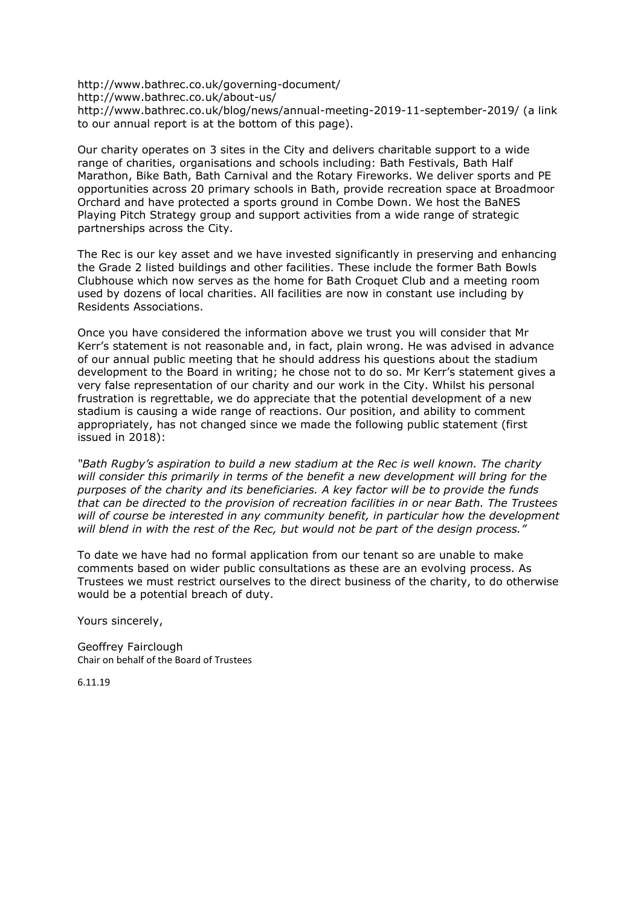http://www.bathrec.co.uk/governing-document/
http://www.bathrec.co.uk/about-us/
http://www.bathrec.co.uk/blog/news/annual-meeting-2019-11-september-2019/ (a link to our annual report is at the bottom of this page).

Our charity operates on 3 sites in the City and delivers charitable support to a wide range of charities, organisations and schools including: Bath Festivals, Bath Half Marathon, Bike Bath, Bath Carnival and the Rotary Fireworks. We deliver sports and PE opportunities across 20 primary schools in Bath, provide recreation space at Broadmoor Orchard and have protected a sports ground in Combe Down. We host the BaNES Playing Pitch Strategy group and support activities from a wide range of strategic partnerships across the City.

The Rec is our key asset and we have invested significantly in preserving and enhancing the Grade 2 listed buildings and other facilities. These include the former Bath Bowls Clubhouse which now serves as the home for Bath Croquet Club and a meeting room used by dozens of local charities. All facilities are now in constant use including by Residents Associations.

Once you have considered the information above we trust you will consider that Mr Kerr's statement is not reasonable and, in fact, plain wrong. He was advised in advance of our annual public meeting that he should address his questions about the stadium development to the Board in writing; he chose not to do so. Mr Kerr's statement gives a very false representation of our charity and our work in the City. Whilst his personal frustration is regrettable, we do appreciate that the potential development of a new stadium is causing a wide range of reactions. Our position, and ability to comment appropriately, has not changed since we made the following public statement (first issued in 2018):

*"Bath Rugby's aspiration to build a new stadium at the Rec is well known. The charity will consider this primarily in terms of the benefit a new development will bring for the purposes of the charity and its beneficiaries. A key factor will be to provide the funds that can be directed to the provision of recreation facilities in or near Bath. The Trustees will of course be interested in any community benefit, in particular how the development will blend in with the rest of the Rec, but would not be part of the design process."*

To date we have had no formal application from our tenant so are unable to make comments based on wider public consultations as these are an evolving process. As Trustees we must restrict ourselves to the direct business of the charity, to do otherwise would be a potential breach of duty.

Yours sincerely,

Geoffrey Fairclough
Chair on behalf of the Board of Trustees

6.11.19